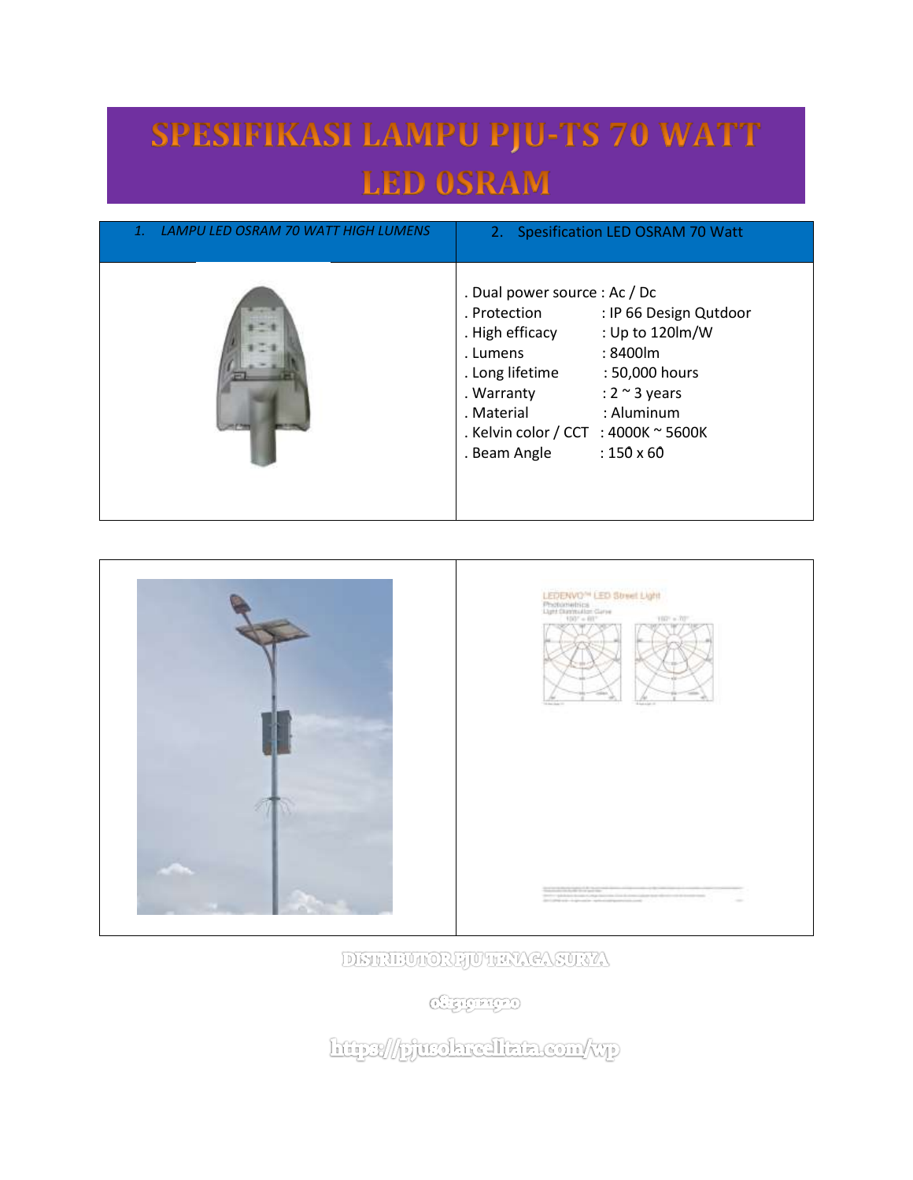# SPESIFIKASI LAMPU PJU-TS 70 WATT LED OSRAM

| 1. *LAMPU LED OSRAM 70 WATT HIGH LUMENS* | 2. Spesification LED OSRAM 70 Watt |
| --- | --- |
| | . Dual power source : Ac / Dc<br>. Protection : IP 66 Design Qutdoor<br>. High efficacy : Up to 120lm/W<br>. Lumens : 8400lm<br>. Long lifetime : 50,000 hours<br>. Warranty : 2 ~ 3 years<br>. Material : Aluminum<br>. Kelvin color / CCT : 4000K ~ 5600K<br>. Beam Angle : 150̊ x 60̊ |

DISTRIBUTOR PJU TENAGA SURYA

083191219120

https://pjusolarcelltata.com/wp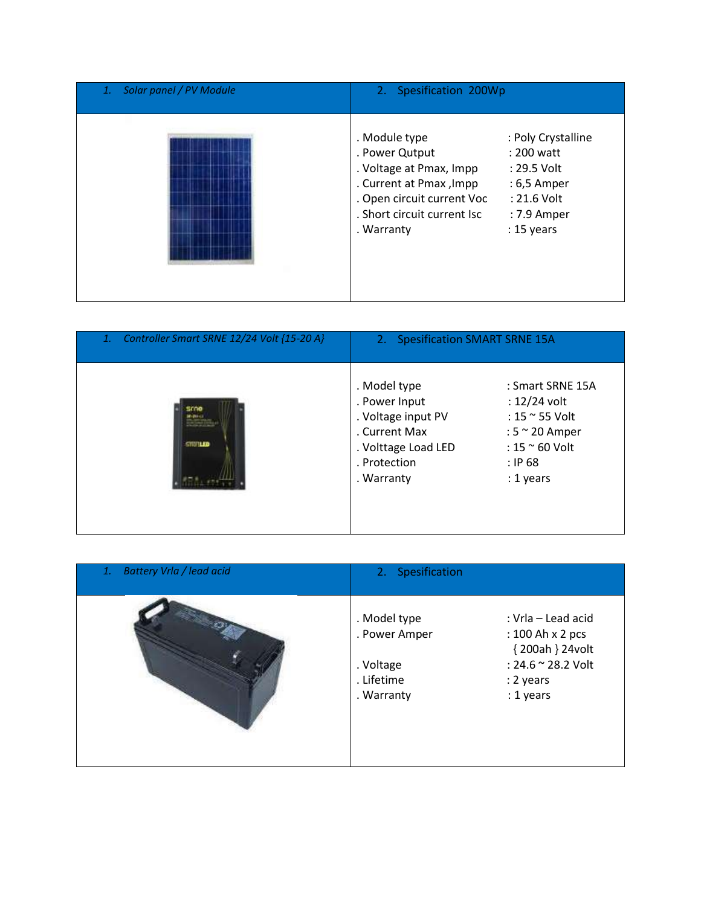| 1. *Solar panel / PV Module* | 2. Spesification 200Wp |
|---|---|
| | . Module type : Poly Crystalline<br>. Power Qutput : 200 watt<br>. Voltage at Pmax, Impp : 29.5 Volt<br>. Current at Pmax ,Impp : 6,5 Amper<br>. Open circuit current Voc : 21.6 Volt<br>. Short circuit current Isc : 7.9 Amper<br>. Warranty : 15 years |

| 1. *Controller Smart SRNE 12/24 Volt {15-20 A}* | 2. Spesification SMART SRNE 15A |
|---|---|
| | . Model type : Smart SRNE 15A<br>. Power Input : 12/24 volt<br>. Voltage input PV : 15 ~ 55 Volt<br>. Current Max : 5 ~ 20 Amper<br>. Volttage Load LED : 15 ~ 60 Volt<br>. Protection : IP 68<br>. Warranty : 1 years |

| 1. *Battery Vrla / lead acid* | 2. Spesification |
|---|---|
| | . Model type : Vrla – Lead acid<br>. Power Amper : 100 Ah x 2 pcs { 200ah } 24volt<br>. Voltage : 24.6 ~ 28.2 Volt<br>. Lifetime : 2 years<br>. Warranty : 1 years |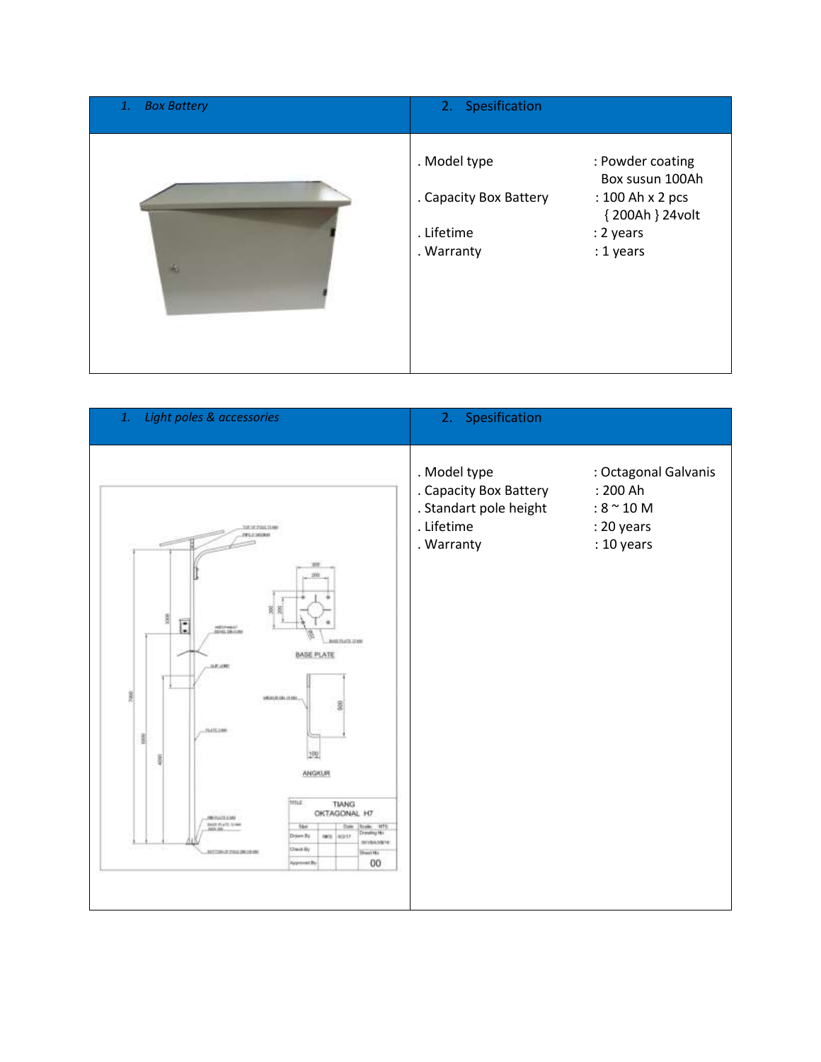| 1. *Box Battery* | 2. Spesification | |
|---|---|---|
| | . Model type | : Powder coating Box susun 100Ah |
| | . Capacity Box Battery | : 100 Ah x 2 pcs { 200Ah } 24volt |
| | . Lifetime | : 2 years |
| | . Warranty | : 1 years |

| 1. *Light poles & accessories* | 2. Spesification | |
|---|---|---|
| | . Model type | : Octagonal Galvanis |
| | . Capacity Box Battery | : 200 Ah |
| | . Standart pole height | : 8 ~ 10 M |
| | . Lifetime | : 20 years |
| | . Warranty | : 10 years |